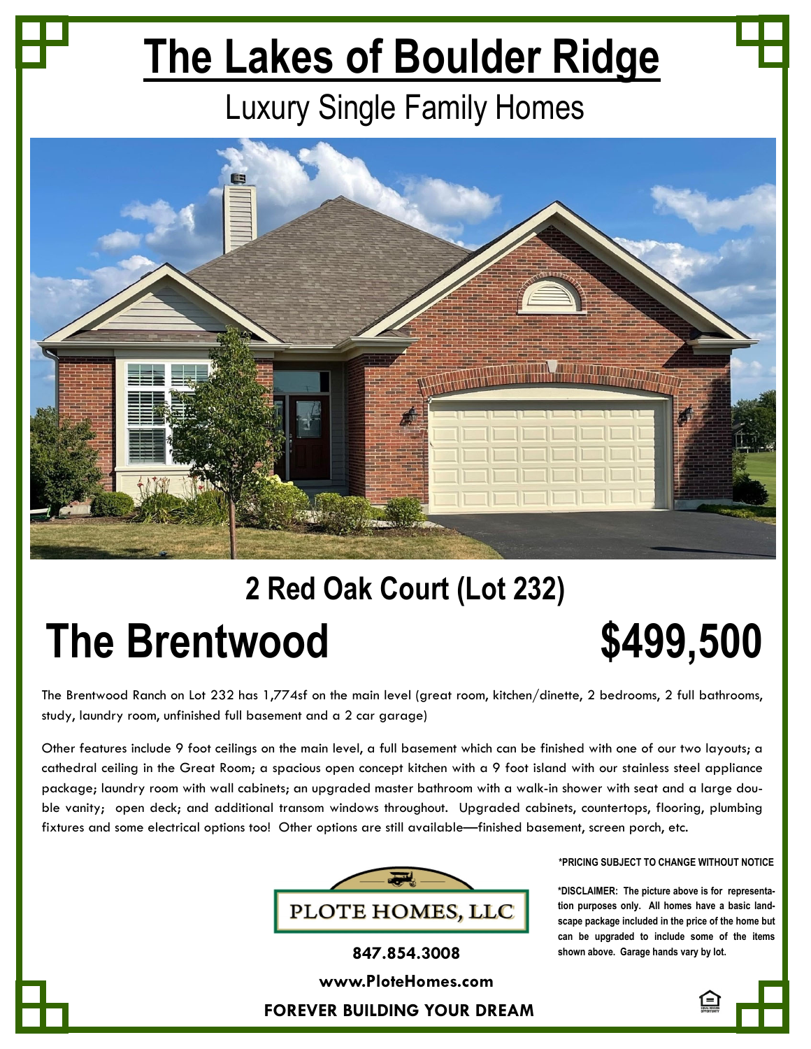# The Lakes of Boulder Ridge

## Luxury Single Family Homes

## 2 Red Oak Court (Lot 232)

# The Brentwood

# $499,500

The Brentwood Ranch on Lot 232 has 1,774sf on the main level (great room, kitchen/dinette, 2 bedrooms, 2 full bathrooms, study, laundry room, unfinished full basement and a 2 car garage)

Other features include 9 foot ceilings on the main level, a full basement which can be finished with one of our two layouts; a cathedral ceiling in the Great Room; a spacious open concept kitchen with a 9 foot island with our stainless steel appliance package; laundry room with wall cabinets; an upgraded master bathroom with a walk-in shower with seat and a large double vanity; open deck; and additional transom windows throughout. Upgraded cabinets, countertops, flooring, plumbing fixtures and some electrical options too! Other options are still available—finished basement, screen porch, etc.

**\*PRICING SUBJECT TO CHANGE WITHOUT NOTICE**

**\*DISCLAIMER: The picture above is for representation purposes only. All homes have a basic landscape package included in the price of the home but can be upgraded to include some of the items shown above. Garage hands vary by lot.**

PLOTE HOMES, LLC

**847.854.3008**

**www.PloteHomes.com**

**FOREVER BUILDING YOUR DREAM**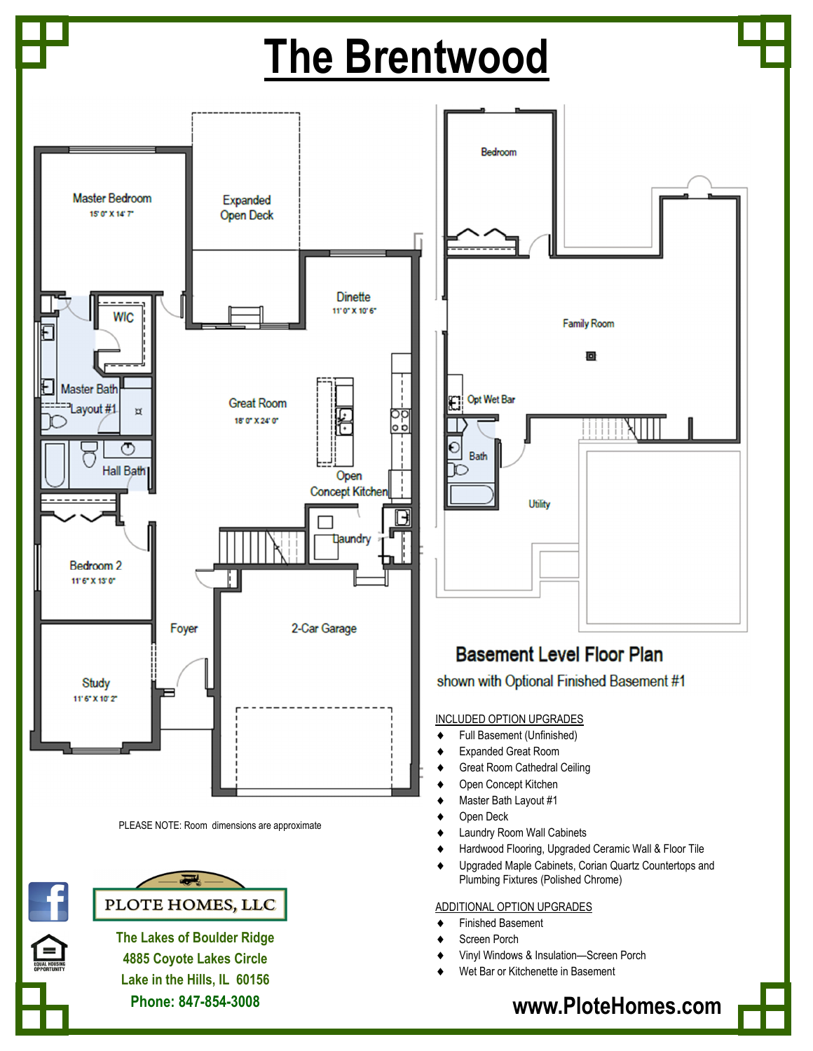# The Brentwood

Master Bedroom
15' 0" X 14' 7"

Expanded Open Deck

WIC

Master Bath Layout #1

Dinette
11' 0" X 10' 6"

Great Room
18' 0" X 24' 0"

Hall Bath

Open Concept Kitchen

Laundry

Bedroom 2
11' 6" X 13' 0"

Foyer

2-Car Garage

Study
11' 6" X 10' 2"

PLEASE NOTE: Room dimensions are approximate

Bedroom

Family Room

Opt Wet Bar

Bath

Utility

## Basement Level Floor Plan

shown with Optional Finished Basement #1

INCLUDED OPTION UPGRADES

- Full Basement (Unfinished)
- Expanded Great Room
- Great Room Cathedral Ceiling
- Open Concept Kitchen
- Master Bath Layout #1
- Open Deck
- Laundry Room Wall Cabinets
- Hardwood Flooring, Upgraded Ceramic Wall & Floor Tile
- Upgraded Maple Cabinets, Corian Quartz Countertops and Plumbing Fixtures (Polished Chrome)

ADDITIONAL OPTION UPGRADES

- Finished Basement
- Screen Porch
- Vinyl Windows & Insulation—Screen Porch
- Wet Bar or Kitchenette in Basement

PLOTE HOMES, LLC

The Lakes of Boulder Ridge
4885 Coyote Lakes Circle
Lake in the Hills, IL 60156
Phone: 847-854-3008

EQUAL HOUSING OPPORTUNITY

www.PloteHomes.com